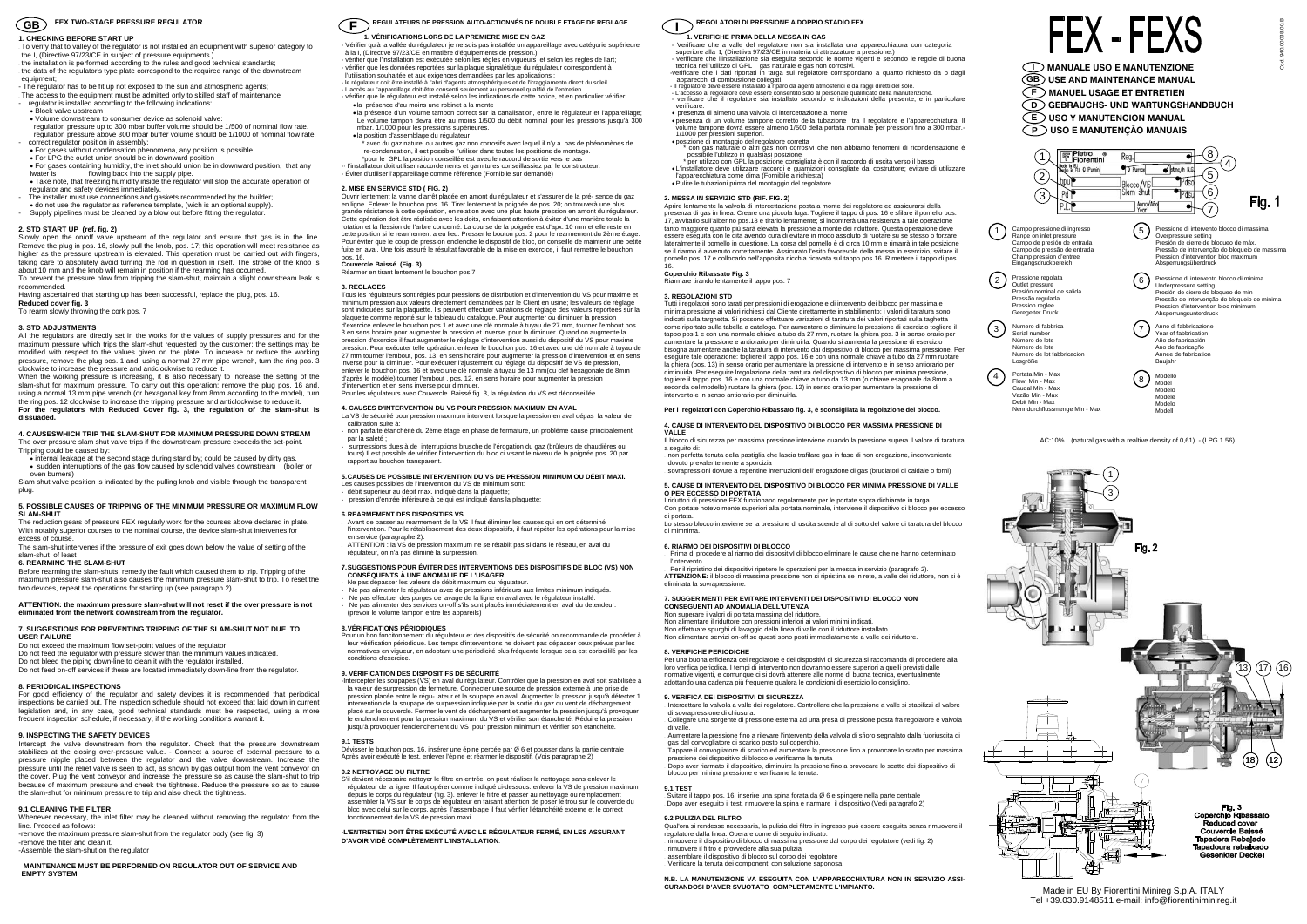# FEX - FEXS

- (I) MANUALE USO E MANUTENZIONE
- (GB) USE AND MAINTENANCE MANUAL
- (F) MANUEL USAGE ET ENTRETIEN
- (D) GEBRAUCHS- UND WARTUNGSHANDBUCH
- (E) USO Y MANUTENCION MANUAL
- (P) USO E MANUTENÇÃO MANUAIS

Cod. 940.0003.08.0.8

Fig. 1

1. Campo pressione di ingresso / Range on inlet pressure / Campo de presión de entrada / Campo de pressão de entrada / Champ pression d'entree / Eingangsdruckbereich
2. Pressione regolata / Outlet pressure / Presión nominal de salida / Pressão regulada / Pression reglee / Geregelter Druck
3. Numero di fabbrica / Serial number / Número de lote / Número de lote / Numero de lot fabbricacion / Losgröße
4. Portata Min - Max / Flow: Min - Max / Caudal Min - Max / Vazão Min - Max / Debit Min - Max / Nenndurchflussmenge Min - Max
5. Pressione di intervento blocco di massima / Overpressure setting / Presión de cierre de bloqueo de máx. / Pressão de intervenção do bloqueio de massima / Pression d'intervention bloc maximum / Absperrungsüberdruck
6. Pressione di intervento blocco di minima / Underpressure setting / Presión de cierre de bloqueo de min / Pressão de intervenção do bloqueio de minima / Pression d'intervention bloc minimum / Absperrungsunterdruck
7. Anno di fabbricazione / Year of fabbrication / Año de fabricación / Ano de fabricação / Annee de fabrication / Baujahr
8. Modello / Model / Modelo / Modele / Modelo / Modell

AC:10% (natural gas with a realtive density of 0,61) - (LPG 1.56)

Fig. 2

Fig. 3
Coperchio Ribassato
Reduced cover
Couvercle Baissé
Tapadera Rebajado
Tapadoura rebaixado
Gesenkter Deckel

## (GB) FEX TWO-STAGE PRESSURE REGULATOR

### 1. CHECKING BEFORE START UP

To verify that to valley of the regulator is not installed an equipment with superior category to the I, (Directive 97/23/CE in subject of pressure equipments.)
the installation is performed according to the rules and good technical standards;
the data of the regulator's type plate correspond to the required range of the downstream equipment;
- The regulator has to be fit up not exposed to the sun and atmospheric agents;
The access to the equipment must be admitted only to skilled staff of maintenance
- regulator is installed according to the following indications:
  - Block valve upstream
  - Volume downstream to consumer device as solenoid valve:
    regulation pressure up to 300 mbar buffer volume should be 1/500 of nominal flow rate.
    regulation pressure above 300 mbar buffer volume should be 1/1000 of nominal flow rate.
- correct regulator position in assembly:
  - For gases without condensation phenomena, any position is possible.
  - For LPG the outlet union should be in downward position
  - For gases containing humidity, the inlet should union be in downward position, that any lwater is flowing back into the supply pipe.
  - Take note, that freezing humidity inside the regulator will stop the accurate operation of regulator and safety devices immediately.
- The installer must use connections and gaskets recommended by the builder;
  - do not use the regulator as reference template, (wich is an optional supply).
- Supply pipelines must be cleaned by a blow out before fitting the regulator.

### 2. STD START UP (ref. fig. 2)

Slowly open the on/off valve upstream of the regulator and ensure that gas is in the line. Remove the plug in pos. 16, slowly pull the knob, pos. 17; this operation will meet resistance as higher as the pressure upstream is elevated. This operation must be carried out with fingers, taking care to absolutely avoid turning the rod in question in itself. The stroke of the knob is about 10 mm and the knob will remain in position if the rearming has occurred.
To prevent the pressure blow from tripping the slam-shut, maintain a slight downstream leak is recommended.
Having ascertained that starting up has been successful, replace the plug, pos. 16.
**Reduced cover fig. 3**
To rearm slowly throwing the cork pos. 7

### 3. STD ADJUSTMENTS

All the regulators are directly set in the works for the values of supply pressures and for the maximum pressure which trips the slam-shut requested by the customer; the settings may be modified with respect to the values given on the plate. To increase or reduce the working pressure, remove the plug pos. 1 and, using a normal 27 mm pipe wrench, turn the ring pos. 3 clockwise to increase the pressure and anticlockwise to reduce it.
When the working pressure is increasing, it is also necessary to increase the setting of the slam-shut for maximum pressure. To carry out this operation: remove the plug pos. 16 and, using a normal 13 mm pipe wrench (or hexagonal key from 8mm according to the model), turn the ring pos. 12 clockwise to increase the tripping pressure and anticlockwise to reduce it.
**For the regulators with Reduced Cover fig. 3, the regulation of the slam-shut is dissuaded.**

### 4. CAUSESWHICH TRIP THE SLAM-SHUT FOR MAXIMUM PRESSURE DOWN STREAM

The over pressure slam shut valve trips if the downstream pressure exceeds the set-point.
Tripping could be caused by:
- internal leakage at the second stage during stand by; could be caused by dirty gas.
- sudden interruptions of the gas flow caused by solenoid valves downstream (boiler or oven burners)

Slam shut valve position is indicated by the pulling knob and visible through the transparent plug.

### 5. POSSIBLE CAUSES OF TRIPPING OF THE MINIMUM PRESSURE OR MAXIMUM FLOW SLAM-SHUT

The reduction gears of pressure FEX regularly work for the courses above declared in plate. With notably superior courses to the nominal course, the device slam-shut intervenes for excess of course.
The slam-shut intervenes if the pressure of exit goes down below the value of setting of the slam-shut of least

### 6. REARMING THE SLAM-SHUT

Before rearming the slam-shuts, remedy the fault which caused them to trip. Tripping of the maximum pressure slam-shut also causes the minimum pressure slam-shut to trip. To reset the two devices, repeat the operations for starting up (see paragraph 2).

**ATTENTION: the maximum pressure slam-shut will not reset if the over pressure is not eliminated from the network downstream from the regulator.**

### 7. SUGGESTIONS FOR PREVENTING TRIPPING OF THE SLAM-SHUT NOT DUE TO USER FAILURE

Do not exceed the maximum flow set-point values of the regulator.
Do not feed the regulator with pressure slower than the minimum values indicated.
Do not bleed the piping down-line to clean it with the regulator installed.
Do not feed on-off services if these are located immediately down-line from the regulator.

### 8. PERIODICAL INSPECTIONS

For good efficiency of the regulator and safety devices it is recommended that periodical inspections be carried out. The inspection schedule should not exceed that laid down in current legislation and, in any case, good technical standards must be respected, using a more frequent inspection schedule, if necessary, if the working conditions warrant it.

### 9. INSPECTING THE SAFETY DEVICES

Intercept the valve downstream from the regulator. Check that the pressure downstream stabilizes at the closing over-pressure value. - Connect a source of external pressure to a pressure nipple placed between the regulator and the valve downstream. Increase the pressure until the relief valve is seen to act, as shown by gas output from the vent conveyor on the cover. Plug the vent conveyor and increase the pressure to act as shown by gas output from the vent conveyor on the cover. Plug the vent conveyor and check the tightness. Reduce the pressure so as to cause the slam-shut for minimum pressure to trip and also check the tightness.

### 9.1 CLEANING THE FILTER

Whenever necessary, the inlet filter may be cleaned without removing the regulator from the line. Proceed as follows:
-remove the maximum pressure slam-shut from the regulator body (see fig. 3)
-remove the filter and clean it.
-Assemble the slam-shut on the regulator

**MAINTENANCE MUST BE PERFORMED ON REGULATOR OUT OF SERVICE AND EMPTY SYSTEM**

## (F) REGULATEURS DE PRESSION AUTO-ACTIONNÉS DE DOUBLE ETAGE DE REGLAGE

### 1. VÉRIFICATIONS LORS DE LA PREMIERE MISE EN GAZ

- Vérifier qu'à la vallée du régulateur je ne sois pas installée un appareillage avec catégorie supérieure à la I, (Directive 97/23/CE en matière d'équipements de pression.)
- vérifier que l'installation est exécutée selon les règles en vigueurs et selon les règles de l'art;
- vérifier que les données reportées sur la plaque signalétique du régulateur correspondent à l'utilisation souhaitée et aux exigences demandées par les applications ;
- le régulateur doit être installé à l'abri d'agents atmosphériques et de l'irraggiamento direct du soleil.
- L'accès au l'appareillage doit être consenti seulement au personnel qualifié de l'entretien.
- vérifier que le régulateur est installé selon les indications de cette notice, et en particulier vérifier:
  - la présence d'au moins une robinet a la monte
  - la présence d'un volume tampon correct sur la canalisation, entre le régulateur et l'appareillage; Le volume tampon devra être au moins 1/500 du débit nominal pour les pressions jusqu'à 300 mbar. 1/1000 pour les pressions supérieures.
  - la position d'assemblage du régulateur
    * avec du gaz naturel ou autres gaz non corrosifs avec lequel il n'y a pas de phénomènes de re-condensation, il est possible l'utiliser dans toutes les positions de montage.
    *pour le GPL la position conseillée est avec le raccord de sortie vers le bas
- l'installateur doit utiliser raccordements et garnitures conseillassez par le constructeur.
- Éviter d'utiliser l'appareillage comme référence (Fornibile sur demandé)

### 2. MISE EN SERVICE STD ( FIG. 2)

Ouvrir lentement la vanne d'arrêt placée en amont du régulateur et s'assurer de la pré- sence du gaz en ligne. Enlever le bouchon pos. 16. Tirer lentement la poignée de pos. 20; on trouvera une plus grande résistance à cette opération, en relation avec une plus haute pression en amont du régulateur. Cette opération doit être exécutée avec les doits, en faisant attention à éviter d'une manière totale la rotation et la flexion de l'arbre concerné. La course de la poignée est d'apx. 10 mm et elle reste en cette position si le rearmement a eu lieu. Presser le bouton pos. 2 pour le rearmement du 2ème étage. Pour éviter que le coup de pression enclenche le dispositif de bloc, on conseille de maintenir une petite fuite en aval. Une fois assuré le résultat favorable de la mise en exercice, il faut remettre le bouchon pos. 16.
**Couvercle Baissé (Fig. 3)**
Réarmer en tirant lentement le bouchon pos.7

### 3. REGLAGES

Tous les régulateurs sont réglés pour pressions de distribution et d'intervention du VS pour maxime et minimum pression aux valeurs directement demandées par le Client en usine; les valeurs de réglage sont indiquées sur la plaquette. Ils peuvent effectuer variations de réglage des valeurs reportées sur la plaquette comme reporté sur le tableau du catalogue. Pour augmenter ou diminuer la pression d'exercice enlever le bouchon pos.1 et avec clé normale à tuyau de 27 mm, tourner l'embout pos. 3 en sens horaire pour augmenter la pression et inverse pour la diminuer. Quand on augmente la pression d'exercice il faut augmenter le réglage d'intervention aussi du dispositif du VS pour maxime pression. Pour exécuter telle opération: enlever le bouchon pos. 16 et avec une clé normale à tuyau de 27 mm tourner l'embout, pos. 13, en sens horaire pour augmenter la pression d'intervention et en sens inverse pour la diminuer. Pour exécuter l'ajustement du réglage du dispositif de VS de pression, enlever le bouchon pos. 16 et avec une clé normale à tuyau de 13 mm(ou clef hexagonale de 8mm d'après le modèle) tourner l'embout , pos. 12, en sens horaire pour augmenter la pression d'intervention et en sens inverse pour diminuer.
Pour les régulateurs avec Couvercle Baissé fig. 3, la régulation du VS est déconseillée

### 4. CAUSES D'INTERVENTION DU VS POUR PRESSION MAXIMUM EN AVAL

La VS de sécurité pour pression maximum intervient lorsque la pression en aval dépas la valeur de calibration suite à:
- non parfaite étanchéité du 2ème étage en phase de fermature, un problème causé principalement par la saleté ;
- surpressions dues à de interruptions brusche de l'érogation du gaz (brûleurs de chaudières ou fours) Il est possible de vérifier l'intervention du bloc ci visant le niveau de la poignée pos. 20 par rapport au bouchon transparent.

### 5. CAUSES DE POSSIBLE INTERVENTION DU VS DE PRESSION MINIMUM OU DÉBIT MAXI.

Les causes possibles de l'intervention du VS de minimum sont:
- débit supérieur au débit max. indiqué dans la plaquette;
- pression d'entrée inférieure à ce qui est indiqué dans la plaquette;

### 6. REARMEMENT DES DISPOSITIFS VS

Avant de passer au rearmement de la VS il faut éliminer les causes qui en ont déterminé l'intervention. Pour le rétablissement des deux dispositifs, il faut répéter les opérations pour la mise en service (paragraphe 2).
ATTENTION : la VS de pression maximum ne se rétablit pas si dans le réseau, en aval du régulateur, on n'a pas éliminé la surpression.

### 7. SUGGESTIONS POUR ÉVITER DES INTERVENTIONS DES DISPOSITIFS DE BLOC (VS) NON CONSÉQUENTS À UNE ANOMALIE DE L'USAGER

- Ne pas dépasser les valeurs de débit maximum du régulateur.
- Ne pas alimenter le régulateur avec de pressions inférieurs aux limites minimum indiqués.
- Ne pas effectuer des purges de lavage de la ligne en aval avec le régulateur installé.
- Ne pas alimenter des services on-off s'ils sont placés immédiatement en aval du detendeur. (prevoir le volume tampon entre les appareils)

### 8. VÉRIFICATIONS PÉRIODIQUES

Pour un bon fonctionnement du régulateur et des dispositifs de sécurité on recommande de procéder à leur vérification périodique. Les temps d'intervention ne doivent pas dépasser ceux prévus par les normatives en vigueur, en adoptant une périodicité plus fréquente lorsque cela est conseillé par les conditions d'exercice.

### 9. VÉRIFICATION DES DISPOSITIFS DE SÉCURITÉ

-Intercepter les soupapes (VS) en aval du régulateur. Contrôler que la pression en aval soit stabilisée à la valeur de surpression de fermeture. Connecter une source de pression externe à une prise de pression placée entre le régu- lateur et la soupape en aval. Augmenter la pression jusqu'à détecter 1 intervention de la soupape de surpression indiquée par la sortie du gaz du vent de déchargement placé sur le couvercle. Fermer le vent de déchargement et augmenter la pression jusqu'à provoquer le enclenchement pour la pression maximum du VS et vérifier son étanchéité. Réduire la pression jusqu'à provoquer l'enclenchement du VS pour pression minimum et vérifier son étanchéité.

### 9.1 TESTS

Dévisser le bouchon pos. 16, insérer une épine percée par Ø 6 et pousser dans la partie centrale Après avoir exécuté le test, enlever l'épine et réarmer le dispositif. (Voir paragraphe 2)

### 9.2 NETTOYAGE DU FILTRE

S'il devient nécessaire nettoyer le filtre en entrée, on peut réaliser le nettoyage sans enlever le régulateur de la ligne. Il faut opérer comme indiqué ci-dessous: enlever la VS de pression maximum depuis le corps du régulateur (fig. 3). enlever le filtre et passer au nettoyage ou remplacement assembler la VS sur le corps de régulateur en faisant attention de poser le trou sur le couvercle du bloc avec celui sur le corps. après l'assemblage il faut vérifier l'étanchéité externe et le correct fonctionnement de la VS de pression maxi.

**-L'ENTRETIEN DOIT ÊTRE EXÉCUTÉ AVEC LE RÉGULATEUR FERMÉ, EN LES ASSURANT D'AVOIR VIDÉ COMPLÈTEMENT L'INSTALLATION.**

## (I) REGOLATORI DI PRESSIONE A DOPPIO STADIO FEX

### 1. VERIFICHE PRIMA DELLA MESSA IN GAS

- Verificare che a valle del regolatore non sia installata una apparecchiatura con categoria superiore alla I, (Direttiva 97/23/CE in materia di attrezzature a pressione.)
- verificare che l'installazione sia eseguita secondo le norme vigenti e secondo le regole di buona tecnica nell'utilizzo di GPL , gas naturale e gas non corrosivi.
- verificare che i dati riportati in targa sul regolatore corrispondano a quanto richiesto da o dagli apparecchi di combustione collegati.
- Il regolatore deve essere installato a riparo da agenti atmosferici e da raggi diretti del sole.
- L'accesso al regolatore deve essere consentito solo al personale qualificato della manutenzione.
- verificare che il regolatore sia installato secondo le indicazioni della presente, e in particolare verificare:
- presenza di almeno una valvola di intercettazione a monte
- presenza di un volume tampone corretto della tubazione tra il regolatore e l'apparecchiatura; Il volume tampone dovrà essere almeno 1/500 della portata nominale per pressioni fino a 300 mbar.- 1/1000 per pressioni superiori.
- posizione di montaggio del regolatore corretta
  * con gas naturale o altri gas non corrosivi che non abbiamo fenomeni di ricondensazione è possibile l'utilizzo in qualsiasi posizione
  * per utilizzo con GPL la posizione consigliata è con il raccordo di uscita verso il basso
- L'installatore deve utilizzare raccordi e guarnizioni consigliate dal costruttore; evitare di utilizzare l'apparecchiatura come dima (Fornibile a richiesta)
- Pulire le tubazioni prima del montaggio del regolatore .

### 2. MESSA IN SERVIZIO STD (RIF. FIG. 2)

Aprire lentamente la valvola di intercettazione posta a monte dei regolatore ed assicurarsi della presenza di gas in linea. Creare una piccola fuga. Togliere il tappo di pos. 16 e sfilare il pomello pos. 17, avvitarlo sull'alberino pos.18 e tirarlo lentamente; si incontrerà una resistenza a tale operazione tanto maggiore quanto più sarà elevata la pressione a monte del riduttore. Questa operazione deve essere eseguita con le dita avendo cura di ruotare in modo assoluto di ruotare su se stesso o forzare lateralmente il pomello in questione. La corsa del pomello è di circa 10 mm e rimarrà in tale posizione se il riarmo è avvenuto correttamente. Assicurato l'esito favorevole della messa in esercizio, svitare il pomello pos. 17 e collocarlo nell'apposita nicchia ricavata sul tappo pos.16. Rimettere il tappo di pos. 16.
**Coperchio Ribassato Fig. 3**
Riarmare tirando lentamente il tappo pos. 7

### 3. REGOLAZIONI STD

Tutti i regolatori sono tarati per pressioni di erogazione e di intervento dei blocco per massima e minima pressione ai valori richiesti dal Cliente direttamente in stabilimento; i valori di taratura sono indicati sulla targhetta. Si possono effettuare variazioni di taratura dei valori riportati sulla taghetta come riportato sulla tabella a catalogo. Per aumentare o diminuire la pressione di esercizio togliere il tappo pos.1 e con una normale chiave a tubo da 27 mm, ruotare la ghiera pos. 3 in senso orario per aumentare la pressione e antiorario per diminuirla. Quando si aumenta la pressione di esercizio bisogna aumentare anche la taratura di intervento dal dispositivo di blocco per massima pressione. Per eseguire tale operazione: togliere il tappo pos. 16 e con una normale chiave a tubo da 27 mm ruotare la ghiera (pos. 13) in senso orario per aumentare la pressione di intervento e in senso antiorario per diminuirla. Per eseguire l'regolazione della taratura del dispositivo di blocco per minima pressione, togliere il tappo pos. 16 e con una normale chiave a tubo da 13 mm (o chiave esagonale da 8mm a seconda del modello) ruotare la ghiera (pos. 12) in senso orario per aumentare la pressione di intervento e in senso antiorario per diminuirla.

**Per i regolatori con Coperchio Ribassato fig. 3, è sconsigliata la regolazione del blocco.**

### 4. CAUSE DI INTERVENTO DEL DISPOSITIVO DI BLOCCO PER MASSIMA PRESSIONE DI VALLE

Il blocco di sicurezza per massima pressione interviene quando la pressione supera il valore di taratura a seguito di:
non perfetta tenuta della pastiglia che lascia trafilare gas in fase di non erogazione, inconveniente dovuto prevalentemente a sporcizia
sovrapressioni dovute a repentine interruzioni dell' erogazione di gas (bruciatori di caldaie o forni)

### 5. CAUSE DI INTERVENTO DEL DISPOSITIVO DI BLOCCO PER MINIMA PRESSIONE DI VALLE O PER ECCESSO DI PORTATA

I riduttori di pressione FEX funzionano regolarmente per le portate sopra dichiarate in targa.
Con portate notevolmente superiori alla portata nominale, interviene il dispositivo di blocco per eccesso di portata.
Lo stesso blocco interviene se la pressione di uscita scende al di sotto del valore di taratura del blocco di minnima.

### 6. RIARMO DEI DISPOSITIVI DI BLOCCO

Prima di procedere al riarmo dei dispositivi di blocco eliminare le cause che ne hanno determinato l'intervento.
Per il ripristino dei dispositivi ripetere le operazioni per la messa in servizio (paragrafo 2).
**ATTENZIONE:** il blocco di massima pressione non si ripristina se in rete, a valle del riduttore, non si è eliminata la sovrapressione.

### 7. SUGGERIMENTI PER EVITARE INTERVENTI DEI DISPOSITIVI DI BLOCCO NON CONSEGUENTI AD ANOMALIE DELL'UTENZA

Non superare i valori di portata massima del riduttore.
Non alimentare il riduttore con pressioni inferiori ai valori minimi indicati.
Non effettuare spurghi di lavaggio della linea di valle con il riduttore installato.
Non alimentare servizi on-off se questi sono posti immediatamente a valle del riduttore.

### 8. VERIFICHE PERIODICHE

Per una buona efficienza del regolatore e dei dispositivi di sicurezza si raccomanda di procedere alla loro verifica periodica. I tempi di intervento non dovranno essere superiori a quelli previsti dalle normative vigenti, e comunque ci si dovrà attenere alle norme di buona tecnica, eventualmente adottando una cadenza più frequente qualora le condizioni di esercizio lo consiglino.

### 9. VERIFICA DEI DISPOSITIVI DI SICUREZZA

Intercettare la valvola a valle del regolatore. Controllare che la pressione a valle si stabilizzi al valore di sovrapressione di chiusura.
Collegare una sorgente di pressione esterna ad una presa di pressione posta fra regolatore e valvola di valle.
Aumentare la pressione fino a rilevare l'intervento della valvola di sfioro segnalato dalla fuoriuscita di gas dal convogliatore di scarico posto sul coperchio.
Tappare il convogliatore di scarico ed aumentare la pressione fino a provocare lo scatto per massima pressione dei dispositivo di blocco e verificarne la tenuta
Dopo aver riarmato il dispositivo, diminuire la pressione fino a provocare lo scatto dei dispositivo di blocco per minima pressione e verificarne la tenuta.

### 9.1 TEST

Svitare il tappo pos. 16, inserire una spina forata da Ø 6 e spingere nella parte centrale
Dopo aver eseguito il test, rimuovere la spina e riarmare il dispositivo (Vedi paragrafo 2)

### 9.2 PULIZIA DEL FILTRO

Qualora si rendesse necessaria, la pulizia dei filtro in ingresso può essere eseguita senza rimuovere il regolatore dalla linea. Operare come di seguito indicato:
rimuovere il dispositivo di blocco di massima pressione dal corpo dei regolatore (vedi fig. 2)
rimuovere il filtro e provvedere alla sua pulizia
assemblare il dispositivo di blocco sul corpo dei regolatore
Verificare la tenuta dei componenti con soluzione saponosa

**N.B. LA MANUTENZIONE VA ESEGUITA CON L'APPARECCHIATURA NON IN SERVIZIO ASSI-CURANDOSI D'AVER SVUOTATO COMPLETAMENTE L'IMPIANTO.**

Made in EU By Fiorentini Minireg S.p.A. ITALY
Tel +39.030.9148511 e-mail: info@fiorentiniminireg.it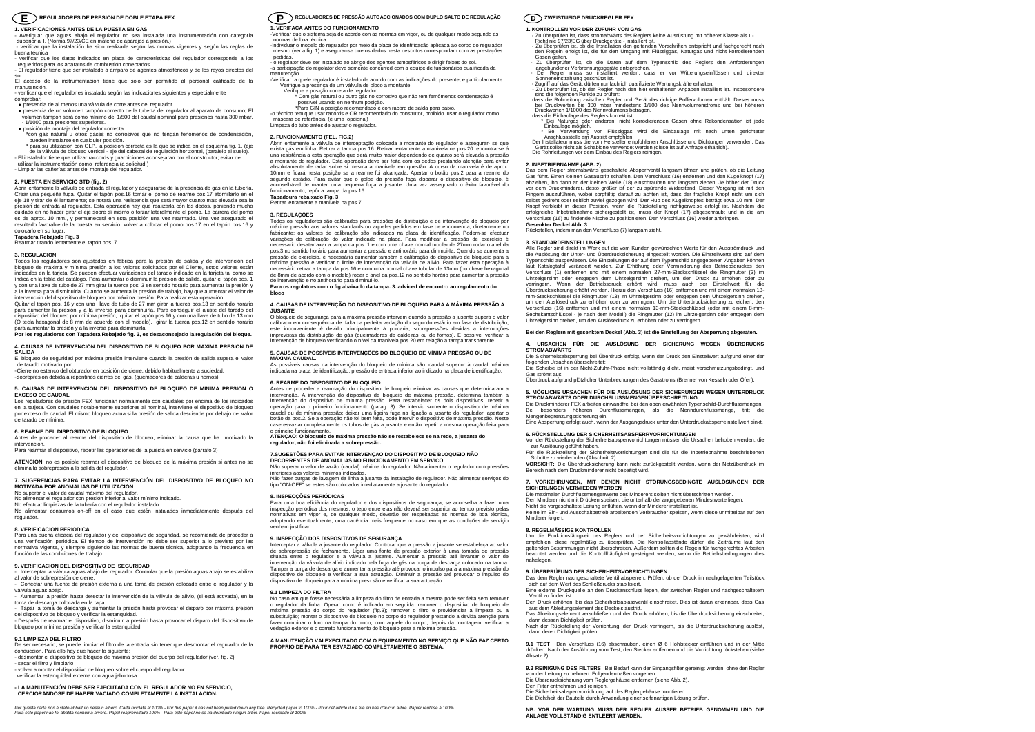# E REGULADORES DE PRESION DE DOBLE ETAPA FEX

## 1. VERIFICACIONES ANTES DE LA PUESTA EN GAS

- Averiguar que aguas abajo el regulador no sea instalada una instrumentación con categoría superior al I, (Norma 97/23/CE en materia de aparejos a presión.)
- verificar que la instalación ha sido realizada según las normas vigentes y según las reglas de buena técnica
- verificar que los datos indicados en placa de características del regulador corresponde a los requeridos para los aparatos de combustión conectados
- El regulador tiene que ser instalado a amparo de agentes atmosféricos y de los rayos directos del sol.

El acceso de la instrumentación tiene que sólo ser permitido al personal calificado de la manutención.

- verificar que el regulador es instalado según las indicaciones siguientes y especialmente comprobar:
  - presencia de al menos una válvula de corte antes del regulador
  - presencia de un volumen tampón correcto de la tubería del regulador al aparato de consumo; El volumen tampón será como mínimo del 1/500 del caudal nominal para presiones hasta 300 mbar. - 1/1000 para presiones superiores.
  - posición de montaje del regulador correcta
    - *con gas natural u otros gases no corrosivos que no tengan fenómenos de condensación, pueden instalarse en cualquier posición.
    - * para su utilización con GLP, la posición correcta es la que se indica en el esquema fig. 1, (eje de la válvula de bloqueo vertical - eje del cabezal de regulación horizontal, (paralelo al suelo).
- El instalador tiene que utilizar raccords y guarniciones aconsejaran por el constructor; evitar de utilizar la instrumentación como referencia (a solicitud )
- Limpiar las cañerías antes del montaje del regulador.

## 2. PUESTA EN SERVICIO STD (fig. 2)

Abrir lentamente la válvula de entrada al regulador y asegurarse de la presencia de gas en la tubería. Crear una pequeña fuga. Quitar el tapón pos.16 tomar el pomo de rearme pos.17 atornillarlo en el eje 18 y tirar de él lentamente: se notará una resistencia que será mayor cuanto más elevada sea la presión de entrada al regulador. Esta operación hay que realizarla con los dedos, poniendo mucho cuidado en no hacer girar el eje sobre sí mismo o forzar lateralmente el pomo. La carrera del pomo es de aprox. 10 mm., y permanecerá en esta posición una vez rearmado. Una vez asegurado el resultado favorable de la puesta en servicio, volver a colocar el pomo pos.17 en el tapón pos.16 y colocarlo en su lugar.

**Tapadera Rebajado Fig. 3**

Rearmar tirando lentamente el tapón pos. 7

## 3. REGULACION

Todos los reguladores son ajustados en fábrica para la presión de salida y de intervención del bloqueo de máxima y mínima presión a los valores solicitados por el Cliente, estos valores están indicados en la tarjeta. Se pueden efectuar variaciones del tarado indicado en la tarjeta tal como se indica en la tabla del catálogo. Para aumentar o disminuir la presión de salida, quitar el tapón pos. 1 y con una llave de tubo de 27 mm girar la tuerca pos. 3 en sentido horario para aumentar la presión y a la inversa para disminuirla. Cuando se aumenta la presión de trabajo, hay que aumentar el valor de intervención del dispositivo de bloqueo por máxima presión. Para realizar esta operación:

Quitar el tapón pos. 16 y con una llave de tubo de 27 mm girar la tuerca pos.13 en sentido horario para aumentar la presión y a la inversa para disminuirla. Para conseguir el ajuste del tarado del dispositivo del bloqueo por mínima presión, quitar el tapón pos.16 y con una llave de tubo de 13 mm (O tecla hexagonal de 8 mm de acuerdo con el modelo), girar la tuerca pos.12 en sentido horario para aumentar la presión y a la inversa para disminuirla.

**Por los reguladores con Tapadera Rebajado fig. 3, es desaconsejado la regulación del bloque.**

## 4. CAUSAS DE INTERVENCIÓN DEL DISPOSITIVO DE BLOQUEO POR MAXIMA PRESION DE SALIDA

El bloqueo de seguridad por máxima presión interviene cuando la presión de salida supera el valor de tarado motivado por:

- Cierre no estanco del obturador en posición de cierre, debido habitualmente a suciedad.
- sobrepresión debida a repentinos cierres del gas, (quemadores de calderas u hornos)

## 5. CAUSAS DE INTERVENCION DEL DISPOSITIVO DE BLOQUEO DE MINIMA PRESION O EXCESO DE CAUDAL

Los reguladores de presión FEX funcionan normalmente con caudales por encima de los indicados en la tarjeta. Con caudales notablemente superiores al nominal, interviene el dispositivo de bloqueo por exceso de caudal. El mismo bloqueo actúa si la presión de salida desciende por debajo del valor de tarado de mínima.

## 6. REARME DEL DISPOSITIVO DE BLOQUEO

Antes de proceder al rearme del dispositivo de bloqueo, eliminar la causa que ha motivado la intervención.

Para rearmar el dispositivo, repetir las operaciones de la puesta en servicio (párrafo 3)

**ATENCION**: no es posible rearmar el dispositivo de bloqueo de la máxima presión si antes no se elimina la sobrepresión a la salida del regulador.

## 7. SUGERENCIAS PARA EVITAR LA INTERVENCIÓN DEL DISPOSITIVO DE BLOQUEO NO MOTIVADA POR ANOMALÍAS DE UTILIZACIÓN

No superar el valor de caudal máximo del regulador.

No alimentar el regulador con presión inferior al valor mínimo indicado.

No efectuar limpiezas de la tubería con el regulador instalado.

No alimentar consumos on-off en el caso que estén instalados inmediatamente después del regulador.

## 8. VERIFICACION PERIODICA

Para una buena eficacia del regulador y del dispositivo de seguridad, se recomienda de proceder a una verificación periódica. El tiempo de intervención no debe ser superior a lo previsto por las normativa vigente, y siempre siguiendo las normas de buena técnica, adoptando la frecuencia en función de las condiciones de trabajo.

## 9. VERIFICACION DEL DISPOSITIVO DE SEGURIDAD

- Interceptar la válvula aguas abajo del regulador. Controlar que la presión aguas abajo se estabiliza al valor de sobrepresión de cierre.
- Conectar una fuente de presión externa a una toma de presión colocada entre el regulador y la válvula aguas abajo.
- Aumentar la presión hasta detectar la intervención de la válvula de alivio, (si está activada), en la toma de descarga colocada en la tapa.
- Tapar la toma de descarga y aumentar la presión hasta provocar el disparo por máxima presión del dispositivo de bloqueo y verificar la estanquidad.
- Después de rearmar el dispositivo, disminuir la presión hasta provocar el disparo del dispositivo de bloqueo por mínima presión y verificar la estanquidad.

### 9.1 LIMPIEZA DEL FILTRO

De ser necesario, se puede limpiar el filtro de la entrada sin tener que desmontar el regulador de la conducción. Para ello hay que hacer lo siguiente:

- desmontar el dispositivo de bloqueo de máxima presión del cuerpo del regulador (ver. fig. 2)
- sacar el filtro y limpiarlo
- volver a montar el dispositivo de bloqueo sobre el cuerpo del regulador.

verificar la estanquidad externa con agua jabonosa.

- **LA MANUTENCIÓN DEBE SER EJECUTADA CON EL REGULADOR NO EN SERVICIO, CERCIORÁNDOSE DE HABER VACIADO COMPLETAMENTE LA INSTALACIÓN.**

*Per questa carta non è stato abbattuto nessun albero. Carta riciclata al 100% - For this paper it has not been pulled down any tree. Recycled paper to 100% - Pour cet article il n'a été en bas d'aucun arbre. Papier réutilisé à 100%*
*Para este papel nao foi abatida nenhuma arvore. Papel reaproveitado 100% - Para este papel no se ha derribado ningún árbol. Papel reciclado al 100%*

# P REGULADORES DE PRESSÃO AUTOACCIONADOS COM DUPLO SALTO DE REGULAÇÃO

## 1. VERIFACA ANTES DO FUNCIONAMENTO

- Verificar que o sistema seja de acordo com as normas em vigor, ou de qualquer modo segundo as normas de boa técnica.
- Individuar o modelo do regulador por meio da placa de identificação aplicada ao corpo do regulador mesmo (ver a fig. 1) e assegurar-se que os dados nesta descritos correspondam com as prestações pedidas.
- o regulador deve ser instalado ao abrigo dos agentes atmosféricos e dirigir feixes do sol.
- a participação do regolator deve somente concurred com a equipe de funcionários qualificada da manutenção
- Verificar a quele regulador é instalado de acordo com as indicações do presente, e particularmente:
  - Verifique a presença de um válvula de bloco a montante
  - Verifique a posição correta de regulador.
    - * Com gás natural ou outro gás no corrosivo que não tem fenômenos condensação é possível usando en nenhum posição.
    - *Para GIN a posição recomendado é con racord de saída para baixo.
- o técnico tem que usar racords e OR recomendado do construtor, proibido usar o regulador como máscara de referência. (é uma opcional)

Limpeza do tubo antes de ajustar o regulador.

## 2. FUNCIONAMENTO (FEL. FIG.2)

Abrir lentamente a válvula de interceptação colocada a montante do regulador e assegurar- se que exista gás em linha. Retirar a tampa pos.16. Retirar lentamente a manivela na pos.20: encontrarse á uma resistência a esta operação que será muito maior dependendo de quanto será elevada a pressão a montante do regulador. Esta operação deve ser feita com os dedos prestando atenção para evitar absolutamente de radar sobre si mesma a manivela em questão. A curso da manivela é de aprox. 10mm e ficará nesta posição se a rearme foi alcançada. Apertar o botão pos.2 para a rearme do segundo estádio. Para evitar que o golpe da pressão faça disparar o dispositivo de bloqueio, é aconselhável de manter uma pequena fuga a jusante. Uma vez assegurado o êxito favorável do funcionamento, repôr a tampa da pos.16.

**Tapadoura rebaixado Fig. 3**

Retirar lentamente a manivela na pos.7

## 3. REGULAÇÕES

Todos os reguladores são calibrados para pressões de distibuição e de intervenção de bloqueio por máxima pressão aos valores standards ou aqueles pedidos em fase de encomenda, diretamente no fabricante; os valores de calibração são indicados na placa de identificação. Podem-se efectuar variações de calibração do valor indicado na placa. Para modificar a pressão de exercício é necessario desatarraxar a tampa da pos. 1 e com uma chave normal tubular de 27mm rodar o anel da pos.3 no sentido horário para aumentar a pressão e antihorário para diminui-la. Quando se aumenta a pressão de exercício, é necessária aumentar também a calibração do dispositivo de bloqueio para a máxima pressão e verificar o limite de intervenção da válvula de alívio. Para fazer esta operação é necessário retirar a tampa da pos.16 e com uma normal chave tubular de 13mm (ou chave hexagonal de 8mm de acordo com o modelo) rodar o anel da pos.12 no sentido horário para aumentar a pressão de intervenção e no antihorário para diminui-lo.

**Para os regolators com o fig abaixado da tampa. 3. adviced de encontro ao regulamento do bloco**

## 4. CAUSAS DE INTERVENÇÃO DO DISPOSITIVO DE BLOQUEIO PARA A MÁXIMA PRESSÃO A JUSANTE

O bloqueio de segurança para a máxima pressão intervem quando a pressão a jusante supera o valor calibrado em consequência de: falta da perfeita vedação do segundo estádio em fase de distribuição, este inconveniente é devido principalmente à porcaria; sobrepressões devidas a interrupções imprevistas da distribuição de gás (queimadores de caldeiras ou de fornos). É possível verificar a intervenção de bloqueio verificando o nível da manivela pos.20 em relação a tampa transparente.

## 5. CAUSAS DE POSSÍVEIS INTERVENÇÕES DO BLOQUEIO DE MÍNIMA PRESSÃO OU DE MÁXIMA CAUDAL.

As possíveis causas da intervenção do bloqueio de mínima são: caudal superior à caudal máxima indicada na placa de identificação; pressão de entrada inferior ao indicado na placa de identificação.

## 6. REARME DO DISPOSITIVO DE BLOQUEIO

Antes de proceder a rearmação do dispositivo de bloqueio eliminar as causas que determinaram a intervenção. A intervenção do dispositivo de bloqueio de máxima pressão, determina também a intervenção do dispositivo de mínima pressão. Para restabelecer os dois dispositivos, repetir a operação para o primeiro funcionamento (parag. 3). Se interviu somente o dispositivo de máxima caudal ou de mínima pressão: deixar uma ligeira fuga na ligação a jusante do regulador; apertar o botão da pos.2. Se a operação não foi bem feita, pode intervir o dispositivo de máxima pressão. Neste case esvaziar completamente os tubos de gás a jusante e então repetir a mesma operação feita para o primeiro funcionamento.

**ATENÇAO: O bloqueio de máxima pressão não se restabelece se na rede, a jusante do regulador, não foi eliminada a sobrepressão.**

## 7.SUGESTÕES PARA EVITAR INTERVENÇAO DO DISPOSITIVO DE BLOQUEIO NÃO DECORRENTES DE ANOMALIAS NO FUNCIONAMENTO EM SERVICO

Não superar o valor de vazão (caudal) máxima do regulador. Não alimentar o regulador com pressões inferiores aos valores mínimos indicados.

Não fazer purgas de lavagem da linha a jusante da instalação do regulador. Não alimentar serviços do tipo "ON-OFF" se estes são colocados imediatamente a jusante do regulador.

## 8. INSPECÇÕES PERIÓDICAS

Para uma boa eficácia do regulador e dos dispositivos de segurança, se aconselha a fazer uma inspecção periódica dos mesmos, o tepo entre elas não deverá ser superior ao tempo previsto pelas normativas em vigor e, de qualquer modo, deverão ser respeitadas as normas de boa técnica, adoptando eventualmente, uma cadência mais frequente no caso em que as condições de serviço venham justificar.

## 9. INSPECÇÃO DOS DISPOSITIVOS DE SEGURANÇA

Interceptar a válvula a jusante do regulador. Controlar que a pressão a jusante se estabeleça ao valor de sobrepressão de fechamento. Ligar uma fonte de pressão exterior à uma tomada de pressão situada entre o regulador e a válvula a jusante. Aumentar a pressão até levantar o valor de intervenção da válvula de alívio indicado pela fuga de gás na purga de descarga colocado na tampa. Tampar a purga de descarga e aumentar a pressão até provocar o impulso para a máxima pressão do dispositivo de bloqueio e verificar a sua actuação. Diminuir a pressão até provocar o impulso do dispositivo de bloqueio para a mínima pres- são e verificar a sua actuação.

### 9.1 LIMPEZA DO FILTRA

No caso em que fosse necessária a limpeza do filtro de entrada a mesma pode ser feita sem remover o regulador da linha. Operar como é indicado em seguida: remover o dispositivo de bloqueio de máxima pressão do corpo do regulador (fig.3); remover o filtro e providenciar a limpeza ou a substituição; montar o dispositivo de bloqueio no corpo do regulador prestando a devida atenção para fazer combinar o furo na tampa do bloco, com aquele do corpo; depois da montagem, verificar a vedação exterior e o correto funcionamento do bloqueio para a máxima pressão.

**A MANUTENÇÃO VAI EXECUTADO COM O EQUIPAMENTO NO SERVIÇO QUE NÃO FAZ CERTO PRÓPRIO DE PARA TER ESVAZIADO COMPLETAMENTE O SISTEMA.**

# D ZWEISTUFIGE DRUCKREGLER FEX

## 1. KONTROLLEN VOR DER ZUFUHR VON GAS

- Zu überprüfen ist, dass stromabwärts des Reglers keine Ausrüstung mit höherer Klasse als I - Richtlinie 97/23/EG über Druckgeräte - installiert ist.
- Zu überprüfen ist, ob die Installation den geltenden Vorschriften entspricht und fachgerecht nach den Regeln erfolgt ist, die für den Umgang mit Flüssiggas, Naturgas und nicht korrodierenden Gasen gelten.
- Zu überprüfen ist, ob die Daten auf dem Typenschild des Reglers den Anforderungen angebundener Verbrennungsgeräte entsprechen.
- Der Regler muss so installiert werden, dass er vor Witterungseinflüssen und direkter Sonneneinstrahlung geschützt ist.
- Zugriff auf das Gerät dürfen nur fachlich qualifizierte Wartungskräfte erhalten.
- Zu überprüfen ist, ob der Regler nach den hier enthaltenen Angaben installiert ist. Insbesondere sind die folgenden Punkte zu prüfen:

dass die Rohrleitung zwischen Regler und Gerät das richtige Puffervolumen enthält. Dieses muss bei Druckwerten bis 300 mbar mindestens 1/500 des Nennvolumenstroms und bei höheren Druckwerten 1/1000 des Nennvolumens betragen.

dass die Einbaulage des Reglers korrekt ist.

- * Bei Naturgas oder anderen, nicht korrodierenden Gasen ohne Rekondensation ist jede Einbaulage möglich.
- * Bei Verwendung von Flüssiggas wird die Einbaulage mit nach unten gerichteter Anschlussstelle am Austritt empfohlen.

Der Installateur muss die vom Hersteller empfohlenen Anschlüsse und Dichtungen verwenden. Das Gerät sollte nicht als Schablone verwendet werden (diese ist auf Anfrage erhältlich).

Die Rohrleitungen vor dem Einbau des Reglers reinigen.

## 2. INBETRIEBNAHME (ABB. 2)

Das dem Regler stromabwärts geschaltete Absperrventil langsam öffnen und prüfen, ob die Leitung Gas führt. Einen kleinen Gasaustritt schaffen. Den Verschluss (16) entfernen und den Kugelknopf (17) abziehen, ihn dann an der kleinen Welle (18) einschrauben und langsam ziehen. Je höher der Druck vor dem Druckminderer, desto größer ist der zu spürende Widerstand. Dieser Vorgang ist mit den Fingern auszuführen, wobei sorgfältig darauf zu achten ist, dass der fragliche Knopf nicht um sich selbst gedreht oder seitlich zur Seite gezogen wird. Der Hub des Kugelknopfes beträgt etwa 10 mm. Der Knopf verbleibt in dieser Position, wenn die Rückstellung richtigerweise erfolgt ist. Nachdem die erfolgreiche Inbetriebnahme sichergestellt ist, muss der Knopf (17) abgeschraubt und in die am Verschluss (16) zu findende Nische zu positionieren. Den Verschluss (16) wieder anbringen.

**Gesenkter Deckel Abb. 3**

Rückstellen, indem man den Verschluss (7) langsam zieht.

## 3. STANDARDEINSTELLUNGEN

Alle Regler sind direkt im Werk auf die vom Kunden gewünschten Werte für den Ausströmdruck und die Auslösung der Unter- und Überdrucksicherung eingestellt worden. Die Einstellwerte sind auf dem Typenschild ausgewiesen. Die Einstellungen der auf dem Typenschild angegebenen Angaben können laut Katalogtafel verändert werden. Zur Erhöhung oder Verminderung des Betriebsdruckes den Verschluss (1) entfernen und mit einem normalen 27-mm-Steckschlüssel die Ringmutter (3) im Uhrzeigersinn oder entgegen dem Uhrzeigersinn drehen, um den Druck zu erhöhen oder zu verringern. Wenn der Betriebsdruck erhöht wird, muss auch der Einstellwert für die Überdrucksicherung erhöht werden. Hierzu den Verschluss (16) entfernen und mit einem normalen 13-mm-Steckschlüssel die Ringmutter (13) im Uhrzeigersinn oder entgegen dem Uhrzeigersinn drehen, um den Auslösedruck zu erhöhen oder zu verringern. Um die Unterdrucksicherung zu eichen, den Verschluss (16) entfernen und mit einem normalen 13-mm-Steckschlüssel (oder mit einem 8-mm-Sechskantschlüssel - je nach dem Modell) die Ringmutter (12) im Uhrzeigersinn oder entgegen dem Uhrzeigersinn drehen, um den Auslösedruck zu erhöhen oder zu verringern.

**Bei den Reglern mit gesenktem Deckel (Abb. 3) ist die Einstellung der Absperrung abgeraten.**

## 4. URSACHEN FÜR DIE AUSLÖSUNG DER SICHERUNG WEGEN ÜBERDRUCKS STROMABWÄRTS

Die Sicherheitsabsperrung bei Überdruck erfolgt, wenn der Druck den Einstellwert aufgrund einer der folgenden Ursachen überschreitet:

Die Scheibe ist in der Nicht-Zufuhr-Phase nicht vollständig dicht, meist verschmutzungsbedingt, und Gas strömt aus.

Überdruck aufgrund plötzlicher Unterbrechungen des Gasstroms (Brenner von Kesseln oder Öfen).

## 5. MÖGLICHE URSACHEN FÜR DIE AUSLÖSUNG DER SICHERUNGEN WEGEN UNTERDRUCK STROMABWÄRTS ODER DURCHFLUSSMENGENÜBERSCHREITUNG

Die Druckminderer FEX arbeiten einwandfrei bei den oben erwähnten Typenschild-Durchflussmengen. Bei besonders höheren Durchflussmengen, als die Nenndurchflussmenge, tritt die Mengenbegrenzungssicherung ein.

Eine Absperrung erfolgt auch, wenn der Ausgangsdruck unter den Unterdruckabsperreinstellwert sinkt.

## 6. RÜCKSTELLUNG DER SICHERHEITSABSPERRVORRICHTUNGEN

Vor der Rückstellung der Sicherheitsabsperrvorrichtungen müssen die Ursachen behoben werden, die zur Auslösung geführt haben.

Für die Rückstellung der Sicherheitsvorrichtungen sind die für die Inbetriebnahme beschriebenen Schritte zu wiederholen (Abschnitt 2).

**VORSICHT:** Die Überdrucksicherung kann nicht zurückgestellt werden, wenn der Netzüberdruck im Bereich nach dem Druckminderer nicht beseitigt wird.

## 7. VORKEHRUNGEN, MIT DENEN NICHT STÖRUNGSBEDINGTE AUSLÖSUNGEN DER SICHERUNGEN VERMIEDEN WERDEN

Die maximalen Durchflussmengenwerte des Minderers sollten nicht überschritten werden.

Den Minderer nicht mit Drücken speisen, die unterhalb der angegebenen Mindestwerte liegen.

Nicht die vorgeschaltete Leitung entlüften, wenn der Minderer installiert ist.

Keine im Ein- und Ausschaltbetrieb arbeitenden Verbraucher speisen, wenn diese unmittelbar auf den Minderer folgen.

## 8. REGELMÄSSIGE KONTROLLEN

Um die Funktionsfähigkeit des Reglers und der Sicherheitsvorrichtungen zu gewährleisten, wird empfohlen, diese regelmäßig zu überprüfen. Die Kontrollabstände dürfen die Zeiträume laut den geltenden Bestimmungen nicht überschreiten. Außerdem sollten die Regeln für fachgerechtes Arbeiten beachtet werden und die Kontrollhäufigkeit gesteigert werden, wenn die Betriebsbedingungen dies nahelegen.

## 9. ÜBERPRÜFUNG DER SICHERHEITSVORRICHTUNGEN

Das dem Regler nachgeschaltete Ventil absperren. Prüfen, ob der Druck im nachgelagerten Teilstück sich auf dem Wert des Schließdrucks stabilisiert.

Eine externe Druckquelle an den Druckanschluss legen, der zwischen Regler und nachgeschaltetem Ventil zu finden ist.

Den Druck erhöhen, bis das Sicherheitsablassventil einschreitet. Dies ist daran erkennbar, dass Gas aus dem Ableitungselement des Deckels austritt.

Das Ableitungselement verschließen und den Druck erhöhen, bis die Überdrucksicherung einschreitet; dann dessen Dichtigkeit prüfen.

Nach der Rückstellung der Vorrichtung, den Druck verringern, bis die Unterdrucksicherung auslöst, dann deren Dichtigkeit prüfen.

**9.1 TEST** Den Verschluss (16) abschrauben, einen Ø 6 Hohlstecker einführen und in der Mitte drücken. Nach der Ausführung vom Test, den Stecker entfernen und die Vorrichtung rückstellen (siehe Absatz 2).

**9.2 REINIGUNG DES FILTERS** Bei Bedarf kann der Eingangsfilter gereinigt werden, ohne den Regler von der Leitung zu nehmen. Folgendermaßen vorgehen:

Die Überdrucksicherung vom Reglergehäuse entfernen (siehe Abb. 2).

Den Filter entnehmen und reinigen.

Die Sicherheitsabsperrvorrichtung auf das Reglergehäuse montieren.

Die Dichtheit der Bauteile durch Anwendung einer seifenartigen Lösung prüfen.

**NB. VOR DER WARTUNG MUSS DER REGLER AUSSER BETRIEB GENOMMEN UND DIE ANLAGE VOLLSTÄNDIG ENTLEERT WERDEN.**